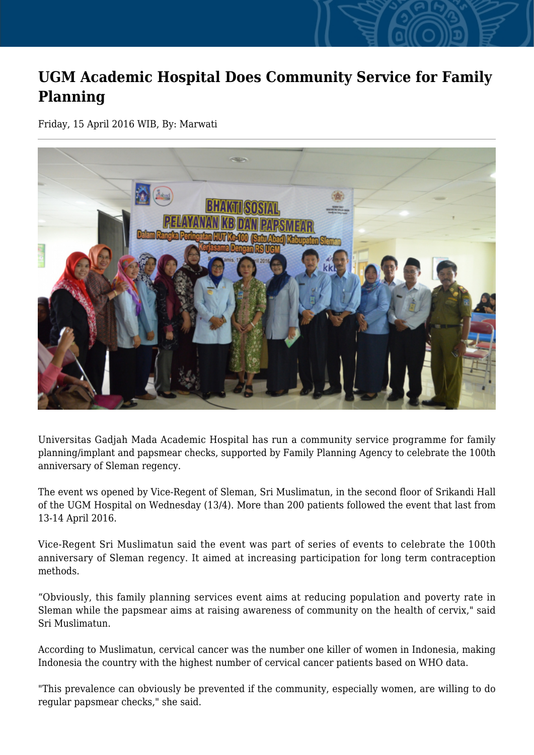# UGM Academic Hospital Does Community Service for Family Planning

Friday, 15 April 2016 WIB, By: Marwati

Universitas Gadjah Mada Academic Hospital has run a community service programme for family planning/implant and papsmear checks, supported by Family Planning Agency to celebrate the 100th anniversary of Sleman regency.

The event ws opened by Vice-Regent of Sleman, Sri Muslimatun, in the second floor of Srikandi Hall of the UGM Hospital on Wednesday (13/4). More than 200 patients followed the event that last from 13-14 April 2016.

Vice-Regent Sri Muslimatun said the event was part of series of events to celebrate the 100th anniversary of Sleman regency. It aimed at increasing participation for long term contraception methods.

"Obviously, this family planning services event aims at reducing population and poverty rate in Sleman while the papsmear aims at raising awareness of community on the health of cervix," said Sri Muslimatun.

According to Muslimatun, cervical cancer was the number one killer of women in Indonesia, making Indonesia the country with the highest number of cervical cancer patients based on WHO data.

"This prevalence can obviously be prevented if the community, especially women, are willing to do regular papsmear checks," she said.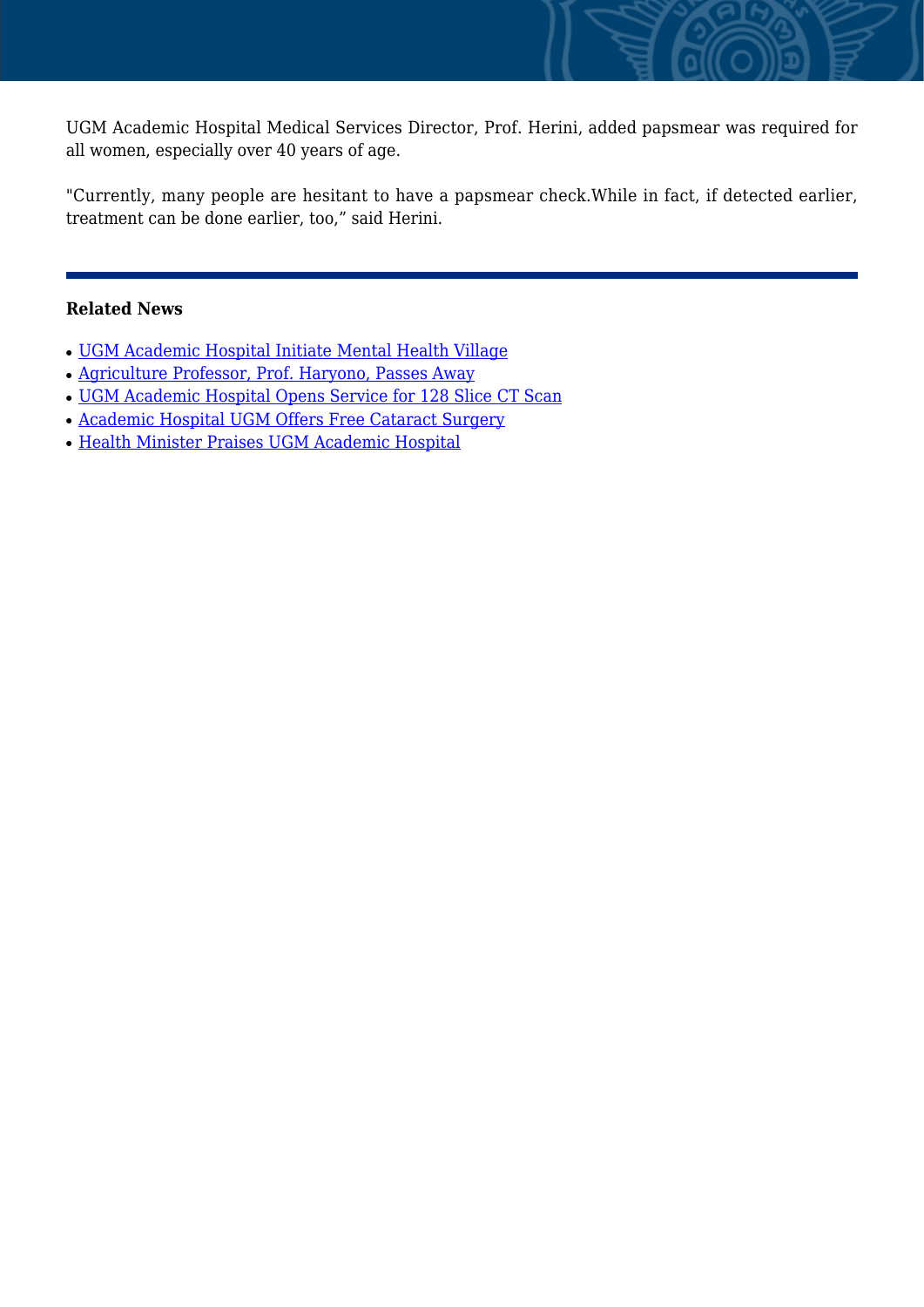UGM Academic Hospital Medical Services Director, Prof. Herini, added papsmear was required for all women, especially over 40 years of age.

"Currently, many people are hesitant to have a papsmear check.While in fact, if detected earlier, treatment can be done earlier, too," said Herini.

---

**Related News**

- UGM Academic Hospital Initiate Mental Health Village
- Agriculture Professor, Prof. Haryono, Passes Away
- UGM Academic Hospital Opens Service for 128 Slice CT Scan
- Academic Hospital UGM Offers Free Cataract Surgery
- Health Minister Praises UGM Academic Hospital